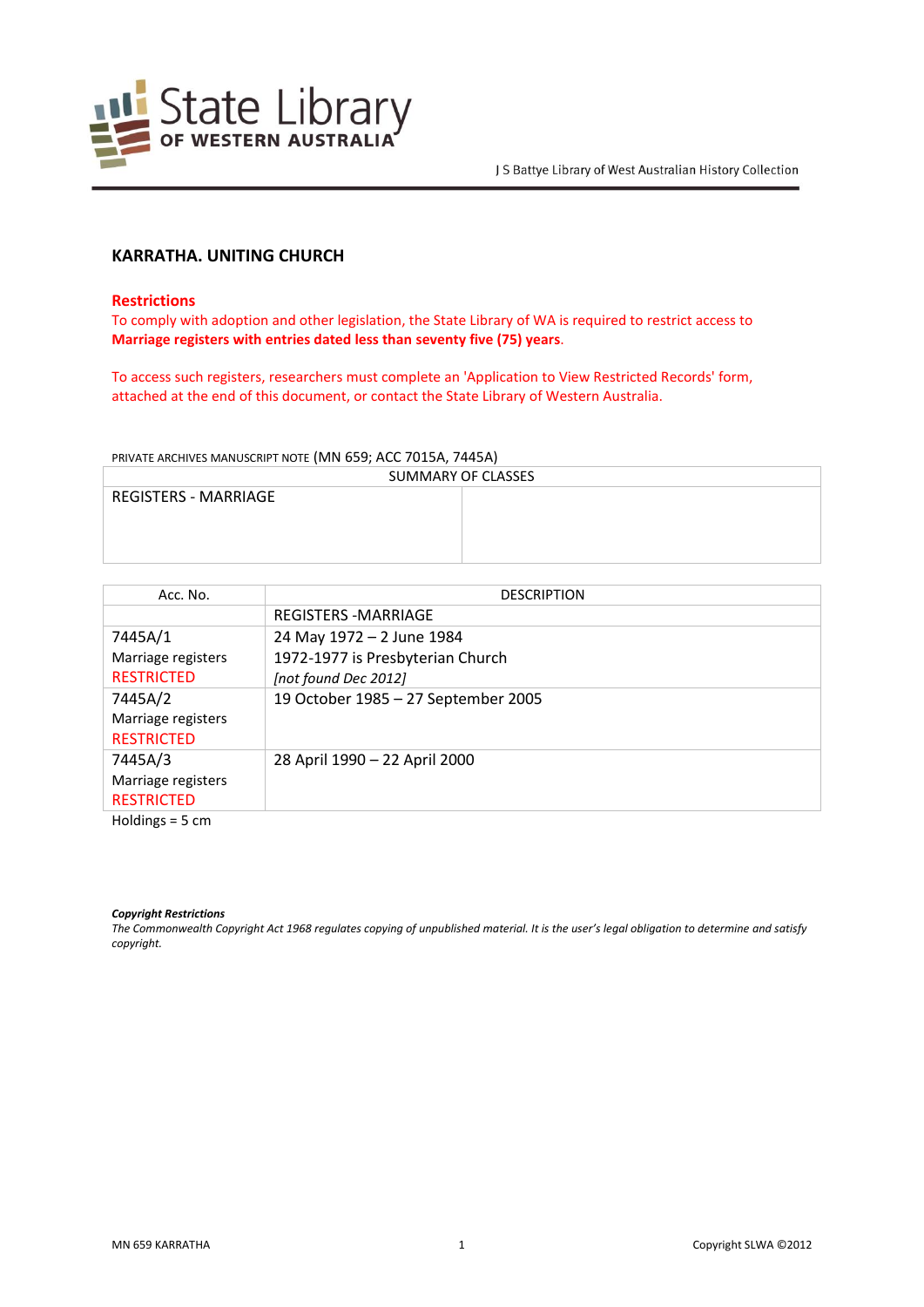State Library OF WESTERN AUSTRALIA

J S Battye Library of West Australian History Collection

# KARRATHA. UNITING CHURCH

## Restrictions

To comply with adoption and other legislation, the State Library of WA is required to restrict access to **Marriage registers with entries dated less than seventy five (75) years**.

To access such registers, researchers must complete an 'Application to View Restricted Records' form, attached at the end of this document, or contact the State Library of Western Australia.

PRIVATE ARCHIVES MANUSCRIPT NOTE (MN 659; ACC 7015A, 7445A)

| SUMMARY OF CLASSES | |
|---|---|
| REGISTERS - MARRIAGE | |

| Acc. No. | DESCRIPTION |
|---|---|
| | REGISTERS -MARRIAGE |
| 7445A/1<br>Marriage registers<br>RESTRICTED | 24 May 1972 – 2 June 1984<br>1972-1977 is Presbyterian Church<br>*[not found Dec 2012]* |
| 7445A/2<br>Marriage registers<br>RESTRICTED | 19 October 1985 – 27 September 2005 |
| 7445A/3<br>Marriage registers<br>RESTRICTED | 28 April 1990 – 22 April 2000 |

Holdings = 5 cm

***Copyright Restrictions***

*The Commonwealth Copyright Act 1968 regulates copying of unpublished material. It is the user's legal obligation to determine and satisfy copyright.*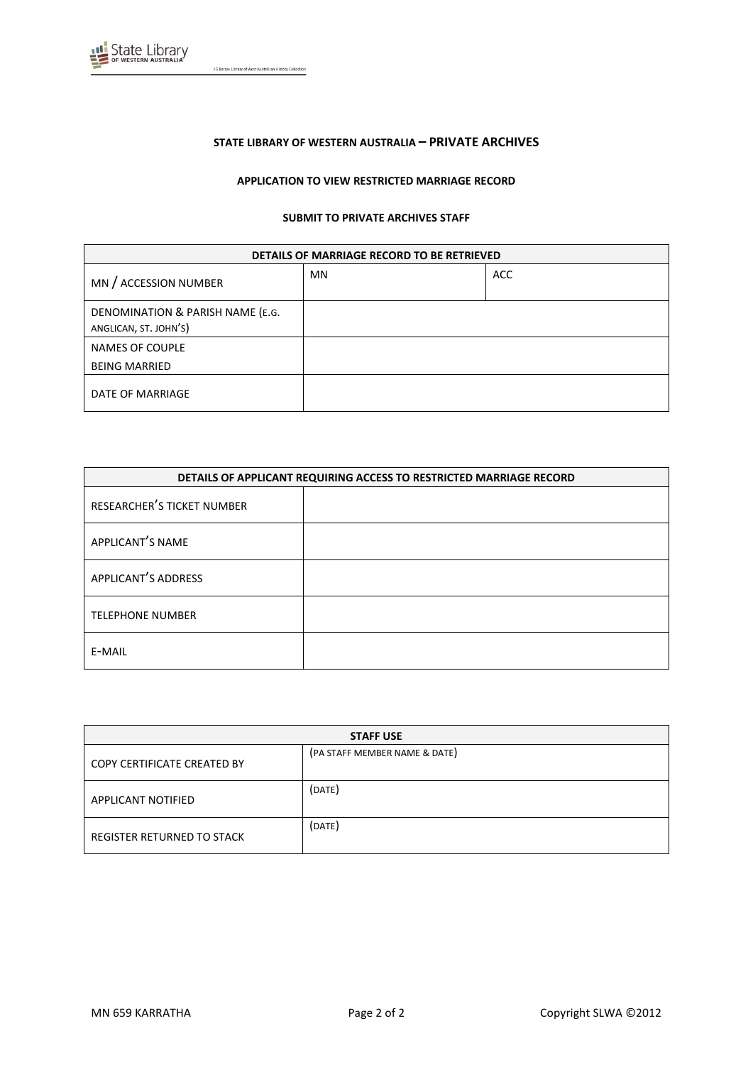**STATE LIBRARY OF WESTERN AUSTRALIA – PRIVATE ARCHIVES**

**APPLICATION TO VIEW RESTRICTED MARRIAGE RECORD**

**SUBMIT TO PRIVATE ARCHIVES STAFF**

| **DETAILS OF MARRIAGE RECORD TO BE RETRIEVED** | | |
|---|---|---|
| MN / ACCESSION NUMBER | MN | ACC |
| DENOMINATION & PARISH NAME (E.G. ANGLICAN, ST. JOHN'S) | | |
| NAMES OF COUPLE BEING MARRIED | | |
| DATE OF MARRIAGE | | |

| **DETAILS OF APPLICANT REQUIRING ACCESS TO RESTRICTED MARRIAGE RECORD** | |
|---|---|
| RESEARCHER'S TICKET NUMBER | |
| APPLICANT'S NAME | |
| APPLICANT'S ADDRESS | |
| TELEPHONE NUMBER | |
| E-MAIL | |

| **STAFF USE** | |
|---|---|
| COPY CERTIFICATE CREATED BY | (PA STAFF MEMBER NAME & DATE) |
| APPLICANT NOTIFIED | (DATE) |
| REGISTER RETURNED TO STACK | (DATE) |

MN 659 KARRATHA

Copyright SLWA ©2012